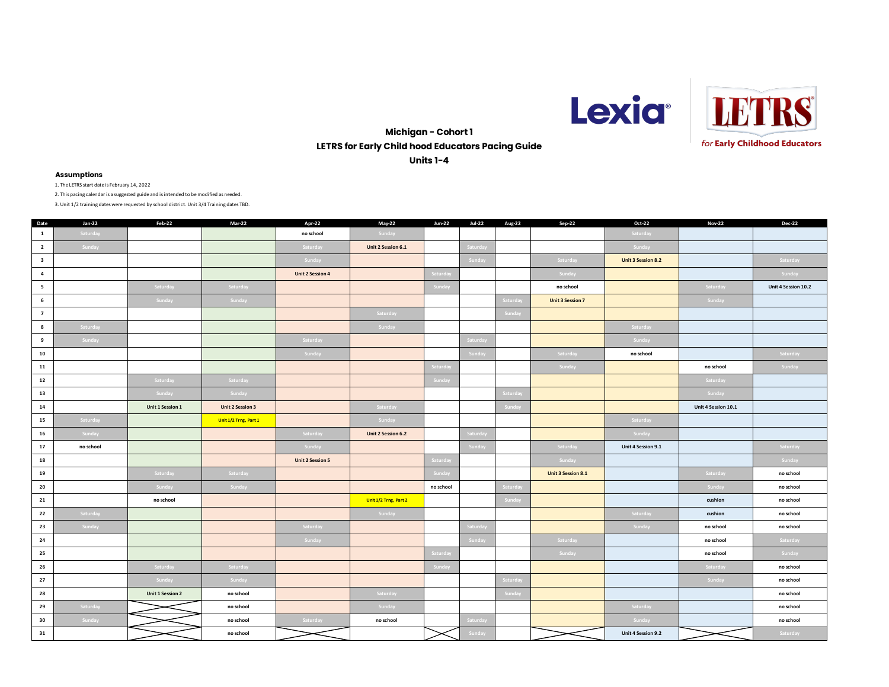## Michigan - Cohort 1
## LETRS for Early Child hood Educators Pacing Guide
## Units 1-4

**Assumptions**

1. The LETRS start date is February 14, 2022
2. This pacing calendar is a suggested guide and is intended to be modified as needed.
3. Unit 1/2 training dates were requested by school district. Unit 3/4 Training dates TBD.

| Date | Jan-22 | Feb-22 | Mar-22 | Apr-22 | May-22 | Jun-22 | Jul-22 | Aug-22 | Sep-22 | Oct-22 | Nov-22 | Dec-22 |
|---|---|---|---|---|---|---|---|---|---|---|---|---|
| 1 | Saturday | | | no school | Sunday | | | | | Saturday | | |
| 2 | Sunday | | | Saturday | Unit 2 Session 6.1 | | Saturday | | | Sunday | | |
| 3 | | | | Sunday | | | Sunday | | Saturday | Unit 3 Session 8.2 | | Saturday |
| 4 | | | | Unit 2 Session 4 | | Saturday | | | Sunday | | | Sunday |
| 5 | | Saturday | Saturday | | | Sunday | | | no school | | Saturday | Unit 4 Session 10.2 |
| 6 | | Sunday | Sunday | | | | | Saturday | Unit 3 Session 7 | | Sunday | |
| 7 | | | | | Saturday | | | Sunday | | | | |
| 8 | Saturday | | | | Sunday | | | | | Saturday | | |
| 9 | Sunday | | | Saturday | | | Saturday | | | Sunday | | |
| 10 | | | | Sunday | | | Sunday | | Saturday | no school | | Saturday |
| 11 | | | | | | Saturday | | | Sunday | | no school | Sunday |
| 12 | | Saturday | Saturday | | | Sunday | | | | | Saturday | |
| 13 | | Sunday | Sunday | | | | | Saturday | | | Sunday | |
| 14 | | Unit 1 Session 1 | Unit 2 Session 3 | | Saturday | | | Sunday | | | Unit 4 Session 10.1 | |
| 15 | Saturday | | Unit 1/2 Trng, Part 1 | | Sunday | | | | | Saturday | | |
| 16 | Sunday | | | Saturday | Unit 2 Session 6.2 | | Saturday | | | Sunday | | |
| 17 | no school | | | Sunday | | | Sunday | | Saturday | Unit 4 Session 9.1 | | Saturday |
| 18 | | | | Unit 2 Session 5 | | Saturday | | | Sunday | | | Sunday |
| 19 | | Saturday | Saturday | | | Sunday | | | Unit 3 Session 8.1 | | Saturday | no school |
| 20 | | Sunday | Sunday | | | no school | | Saturday | | | Sunday | no school |
| 21 | | no school | | | Unit 1/2 Trng, Part 2 | | | Sunday | | | cushion | no school |
| 22 | Saturday | | | | Sunday | | | | | Saturday | cushion | no school |
| 23 | Sunday | | | Saturday | | | Saturday | | | Sunday | no school | no school |
| 24 | | | | Sunday | | | Sunday | | Saturday | | no school | Saturday |
| 25 | | | | | | Saturday | | | Sunday | | no school | Sunday |
| 26 | | Saturday | Saturday | | | Sunday | | | | | Saturday | no school |
| 27 | | Sunday | Sunday | | | | | Saturday | | | Sunday | no school |
| 28 | | Unit 1 Session 2 | no school | | Saturday | | | Sunday | | | | no school |
| 29 | Saturday | | no school | | Sunday | | | | | Saturday | | no school |
| 30 | Sunday | | no school | Saturday | no school | | Saturday | | | Sunday | | no school |
| 31 | | | no school | | | | Sunday | | | Unit 4 Session 9.2 | | Saturday |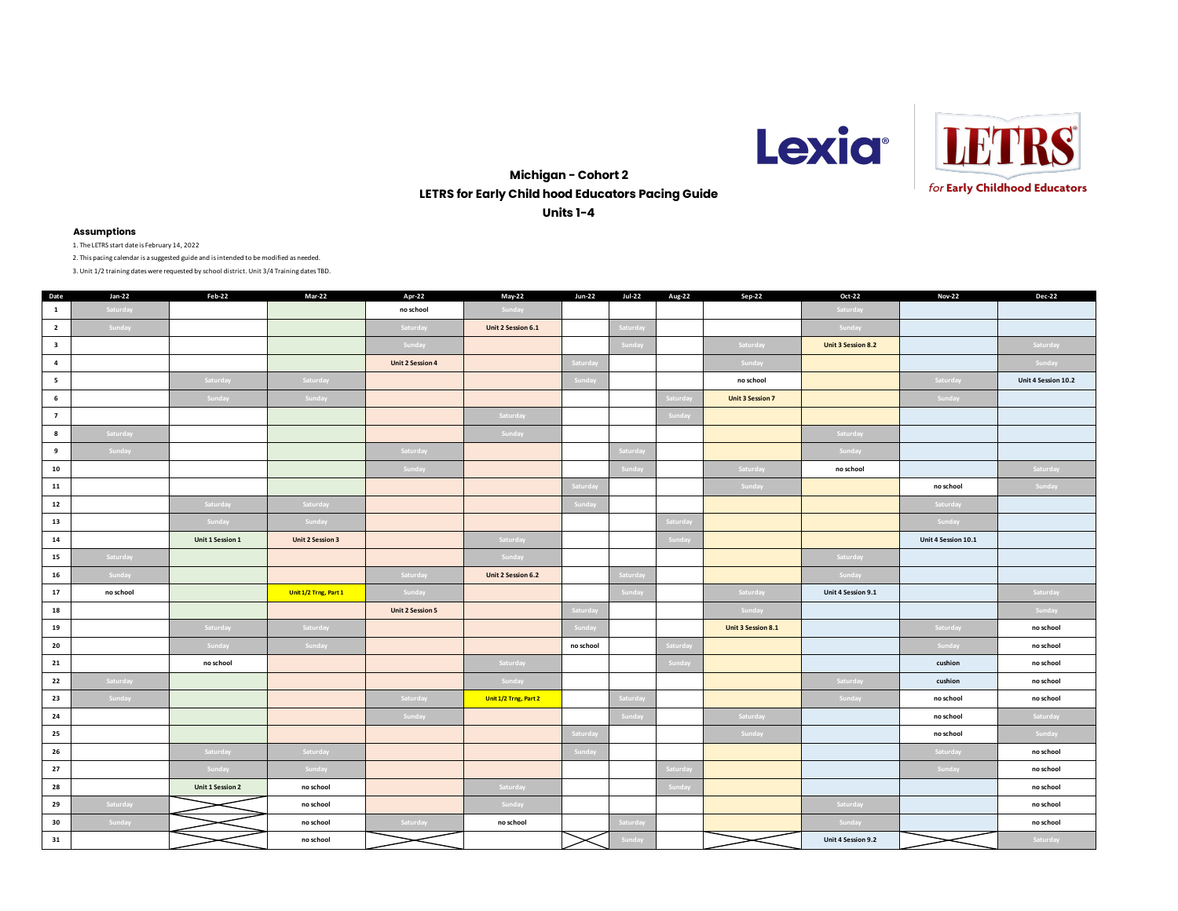## Michigan - Cohort 2

## LETRS for Early Child hood Educators Pacing Guide

## Units 1-4

Lexia LETRS *for* Early Childhood Educators

### Assumptions

1. The LETRS start date is February 14, 2022
2. This pacing calendar is a suggested guide and is intended to be modified as needed.
3. Unit 1/2 training dates were requested by school district. Unit 3/4 Training dates TBD.

| Date | Jan-22 | Feb-22 | Mar-22 | Apr-22 | May-22 | Jun-22 | Jul-22 | Aug-22 | Sep-22 | Oct-22 | Nov-22 | Dec-22 |
|---|---|---|---|---|---|---|---|---|---|---|---|---|
| 1 | Saturday | | | no school | Sunday | | | | | Saturday | | |
| 2 | Sunday | | | Saturday | Unit 2 Session 6.1 | | Saturday | | | Sunday | | |
| 3 | | | | Sunday | | | Sunday | | Saturday | Unit 3 Session 8.2 | | Saturday |
| 4 | | | | Unit 2 Session 4 | | Saturday | | | Sunday | | | Sunday |
| 5 | | Saturday | Saturday | | | Sunday | | | no school | | Saturday | Unit 4 Session 10.2 |
| 6 | | Sunday | Sunday | | | | | Saturday | Unit 3 Session 7 | | Sunday | |
| 7 | | | | | Saturday | | | Sunday | | | | |
| 8 | Saturday | | | | Sunday | | | | | Saturday | | |
| 9 | Sunday | | | Saturday | | | Saturday | | | Sunday | | |
| 10 | | | | Sunday | | | Sunday | | Saturday | no school | | Saturday |
| 11 | | | | | | Saturday | | | Sunday | | no school | Sunday |
| 12 | | Saturday | Saturday | | | Sunday | | | | | Saturday | |
| 13 | | Sunday | Sunday | | | | | Saturday | | | Sunday | |
| 14 | | Unit 1 Session 1 | Unit 2 Session 3 | | Saturday | | | Sunday | | | Unit 4 Session 10.1 | |
| 15 | Saturday | | | | Sunday | | | | | Saturday | | |
| 16 | Sunday | | | Saturday | Unit 2 Session 6.2 | | Saturday | | | Sunday | | |
| 17 | no school | | Unit 1/2 Trng, Part 1 | Sunday | | | Sunday | | Saturday | Unit 4 Session 9.1 | | Saturday |
| 18 | | | | Unit 2 Session 5 | | Saturday | | | Sunday | | | Sunday |
| 19 | | Saturday | Saturday | | | Sunday | | | Unit 3 Session 8.1 | | Saturday | no school |
| 20 | | Sunday | Sunday | | | no school | | Saturday | | | Sunday | no school |
| 21 | | no school | | | Saturday | | | Sunday | | | cushion | no school |
| 22 | Saturday | | | | Sunday | | | | | Saturday | cushion | no school |
| 23 | Sunday | | | Saturday | Unit 1/2 Trng, Part 2 | | Saturday | | | Sunday | no school | no school |
| 24 | | | | Sunday | | | Sunday | | Saturday | | no school | Saturday |
| 25 | | | | | | Saturday | | | Sunday | | no school | Sunday |
| 26 | | Saturday | Saturday | | | Sunday | | | | | Saturday | no school |
| 27 | | Sunday | Sunday | | | | | Saturday | | | Sunday | no school |
| 28 | | Unit 1 Session 2 | no school | | Saturday | | | Sunday | | | | no school |
| 29 | Saturday | | no school | | Sunday | | | | | Saturday | | no school |
| 30 | Sunday | | no school | Saturday | no school | | Saturday | | | Sunday | | no school |
| 31 | | | no school | | | | Sunday | | | Unit 4 Session 9.2 | | Saturday |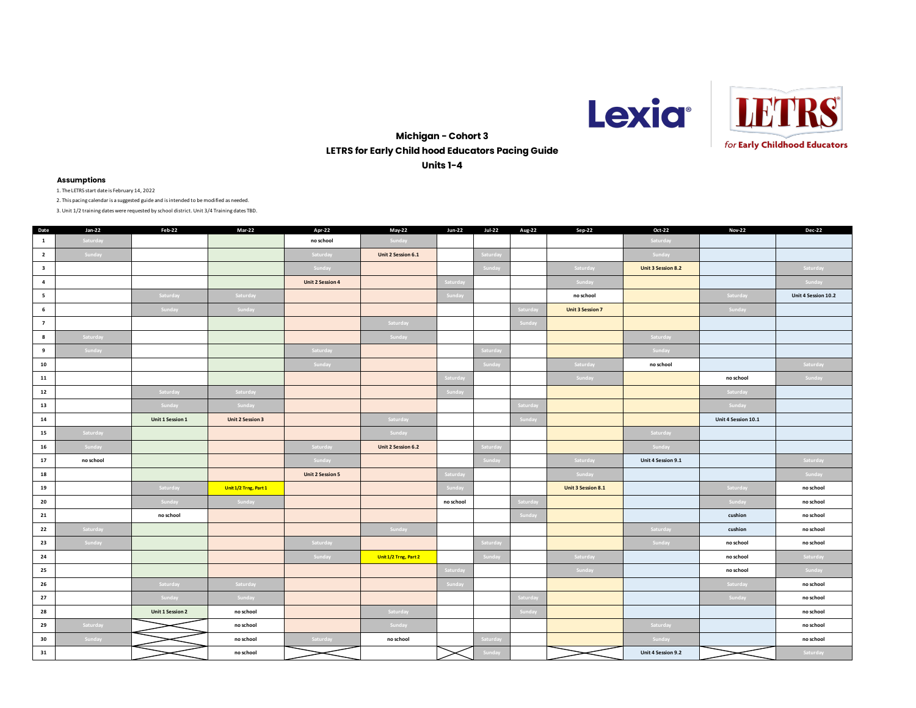Lexia

LETRS for Early Childhood Educators

## Michigan - Cohort 3
## LETRS for Early Child hood Educators Pacing Guide
## Units 1-4

### Assumptions

1. The LETRS start date is February 14, 2022
2. This pacing calendar is a suggested guide and is intended to be modified as needed.
3. Unit 1/2 training dates were requested by school district. Unit 3/4 Training dates TBD.

| Date | Jan-22 | Feb-22 | Mar-22 | Apr-22 | May-22 | Jun-22 | Jul-22 | Aug-22 | Sep-22 | Oct-22 | Nov-22 | Dec-22 |
|---|---|---|---|---|---|---|---|---|---|---|---|---|
| 1 | Saturday | | | no school | Sunday | | | | | Saturday | | |
| 2 | Sunday | | | Saturday | Unit 2 Session 6.1 | | Saturday | | | Sunday | | |
| 3 | | | | Sunday | | | Sunday | | Saturday | Unit 3 Session 8.2 | | Saturday |
| 4 | | | | Unit 2 Session 4 | | Saturday | | | Sunday | | | Sunday |
| 5 | | Saturday | Saturday | | | Sunday | | | no school | | Saturday | Unit 4 Session 10.2 |
| 6 | | Sunday | Sunday | | | | | Saturday | Unit 3 Session 7 | | Sunday | |
| 7 | | | | | Saturday | | | Sunday | | | | |
| 8 | Saturday | | | | Sunday | | | | | Saturday | | |
| 9 | Sunday | | | Saturday | | | Saturday | | | Sunday | | |
| 10 | | | | Sunday | | | Sunday | | Saturday | no school | | Saturday |
| 11 | | | | | | Saturday | | | Sunday | | no school | Sunday |
| 12 | | Saturday | Saturday | | | Sunday | | | | | Saturday | |
| 13 | | Sunday | Sunday | | | | | Saturday | | | Sunday | |
| 14 | | Unit 1 Session 1 | Unit 2 Session 3 | | Saturday | | | Sunday | | | Unit 4 Session 10.1 | |
| 15 | Saturday | | | | Sunday | | | | | Saturday | | |
| 16 | Sunday | | | Saturday | Unit 2 Session 6.2 | | Saturday | | | Sunday | | |
| 17 | no school | | | Sunday | | | Sunday | | Saturday | Unit 4 Session 9.1 | | Saturday |
| 18 | | | | Unit 2 Session 5 | | Saturday | | | Sunday | | | Sunday |
| 19 | | Saturday | Unit 1/2 Trng, Part 1 | | | Sunday | | | Unit 3 Session 8.1 | | Saturday | no school |
| 20 | | Sunday | Sunday | | | no school | | Saturday | | | Sunday | no school |
| 21 | | no school | | | | | | Sunday | | | cushion | no school |
| 22 | Saturday | | | | Sunday | | | | | Saturday | cushion | no school |
| 23 | Sunday | | | Saturday | | | Saturday | | | Sunday | no school | no school |
| 24 | | | | Sunday | Unit 1/2 Trng, Part 2 | | Sunday | | Saturday | | no school | Saturday |
| 25 | | | | | | Saturday | | | Sunday | | no school | Sunday |
| 26 | | Saturday | Saturday | | | Sunday | | | | | Saturday | no school |
| 27 | | Sunday | Sunday | | | | | Saturday | | | Sunday | no school |
| 28 | | Unit 1 Session 2 | no school | | Saturday | | | Sunday | | | | no school |
| 29 | Saturday | | no school | | Sunday | | | | | Saturday | | no school |
| 30 | Sunday | | no school | Saturday | no school | | Saturday | | | Sunday | | no school |
| 31 | | | no school | | | | Sunday | | | Unit 4 Session 9.2 | | Saturday |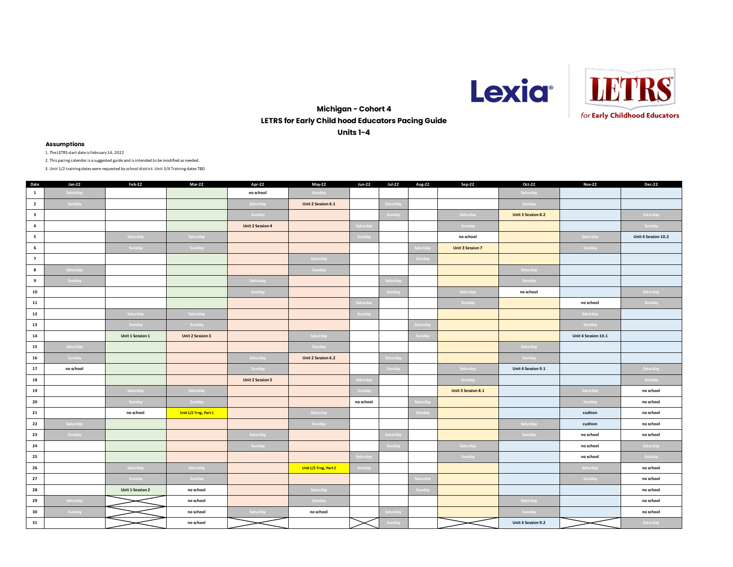## Michigan - Cohort 4
## LETRS for Early Child hood Educators Pacing Guide
## Units 1-4

### Assumptions

1. The LETRS start date is February 14, 2022
2. This pacing calendar is a suggested guide and is intended to be modified as needed.
3. Unit 1/2 training dates were requested by school district. Unit 3/4 Training dates TBD.

| Date | Jan-22 | Feb-22 | Mar-22 | Apr-22 | May-22 | Jun-22 | Jul-22 | Aug-22 | Sep-22 | Oct-22 | Nov-22 | Dec-22 |
|---|---|---|---|---|---|---|---|---|---|---|---|---|
| 1 | Saturday | | | no school | Sunday | | | | | Saturday | | |
| 2 | Sunday | | | Saturday | Unit 2 Session 6.1 | | Saturday | | | Sunday | | |
| 3 | | | | Sunday | | | Sunday | | Saturday | Unit 3 Session 8.2 | | Saturday |
| 4 | | | | Unit 2 Session 4 | | Saturday | | | Sunday | | | Sunday |
| 5 | | Saturday | Saturday | | | Sunday | | | no school | | Saturday | Unit 4 Session 10.2 |
| 6 | | Sunday | Sunday | | | | | Saturday | Unit 3 Session 7 | | Sunday | |
| 7 | | | | | Saturday | | | Sunday | | | | |
| 8 | Saturday | | | | Sunday | | | | | Saturday | | |
| 9 | Sunday | | | Saturday | | | Saturday | | | Sunday | | |
| 10 | | | | Sunday | | | Sunday | | Saturday | no school | | Saturday |
| 11 | | | | | | Saturday | | | Sunday | | no school | Sunday |
| 12 | | Saturday | Saturday | | | Sunday | | | | | Saturday | |
| 13 | | Sunday | Sunday | | | | | Saturday | | | Sunday | |
| 14 | | Unit 1 Session 1 | Unit 2 Session 3 | | Saturday | | | Sunday | | | Unit 4 Session 10.1 | |
| 15 | Saturday | | | | Sunday | | | | | Saturday | | |
| 16 | Sunday | | | Saturday | Unit 2 Session 6.2 | | Saturday | | | Sunday | | |
| 17 | no school | | | Sunday | | | Sunday | | Saturday | Unit 4 Session 9.1 | | Saturday |
| 18 | | | | Unit 2 Session 5 | | Saturday | | | Sunday | | | Sunday |
| 19 | | Saturday | Saturday | | | Sunday | | | Unit 3 Session 8.1 | | Saturday | no school |
| 20 | | Sunday | Sunday | | | no school | | Saturday | | | Sunday | no school |
| 21 | | no school | Unit 1/2 Trng, Part 1 | | Saturday | | | Sunday | | | cushion | no school |
| 22 | Saturday | | | | Sunday | | | | | Saturday | cushion | no school |
| 23 | Sunday | | | Saturday | | | Saturday | | | Sunday | no school | no school |
| 24 | | | | Sunday | | | Sunday | | Saturday | | no school | Saturday |
| 25 | | | | | | Saturday | | | Sunday | | no school | Sunday |
| 26 | | Saturday | Saturday | | Unit 1/2 Trng, Part 2 | Sunday | | | | | Saturday | no school |
| 27 | | Sunday | Sunday | | | | | Saturday | | | Sunday | no school |
| 28 | | Unit 1 Session 2 | no school | | Saturday | | | Sunday | | | | no school |
| 29 | Saturday | | no school | | Sunday | | | | | Saturday | | no school |
| 30 | Sunday | | no school | Saturday | no school | | Saturday | | | Sunday | | no school |
| 31 | | | no school | | | | Sunday | | | Unit 4 Session 9.2 | | Saturday |